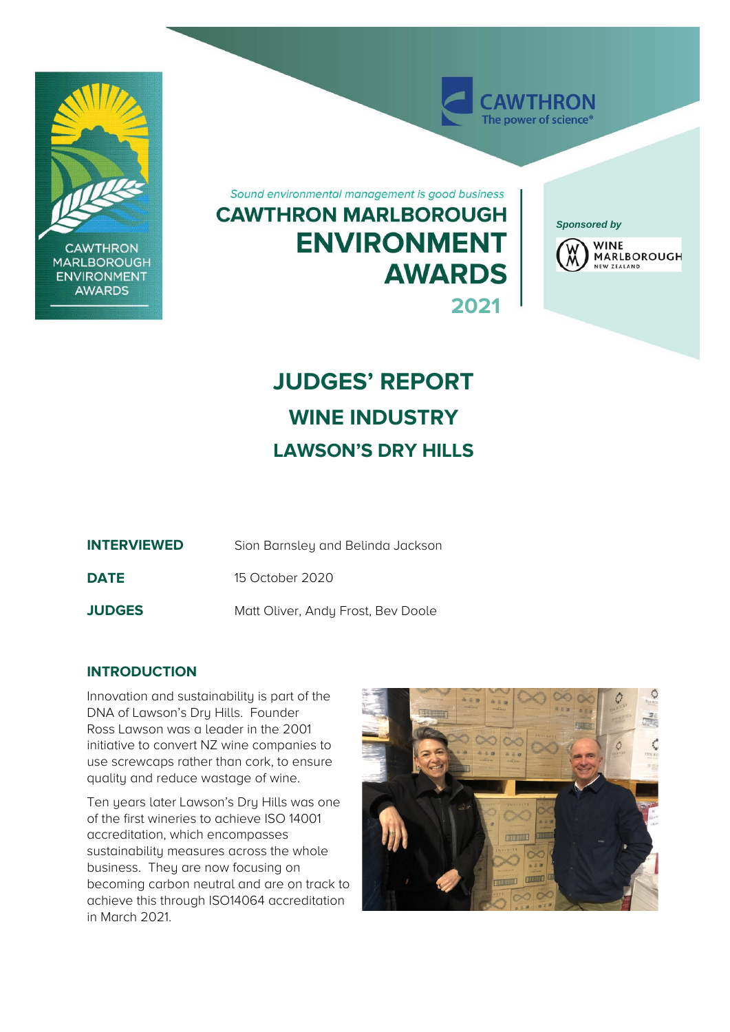Sound environmental management is good business

# CAWTHRON MARLBOROUGH ENVIRONMENT AWARDS 2021

*Sponsored by*

# JUDGES' REPORT

## WINE INDUSTRY

## LAWSON'S DRY HILLS

**INTERVIEWED** Sion Barnsley and Belinda Jackson

**DATE** 15 October 2020

**JUDGES** Matt Oliver, Andy Frost, Bev Doole

### INTRODUCTION

Innovation and sustainability is part of the DNA of Lawson's Dry Hills. Founder Ross Lawson was a leader in the 2001 initiative to convert NZ wine companies to use screwcaps rather than cork, to ensure quality and reduce wastage of wine.

Ten years later Lawson's Dry Hills was one of the first wineries to achieve ISO 14001 accreditation, which encompasses sustainability measures across the whole business. They are now focusing on becoming carbon neutral and are on track to achieve this through ISO14064 accreditation in March 2021.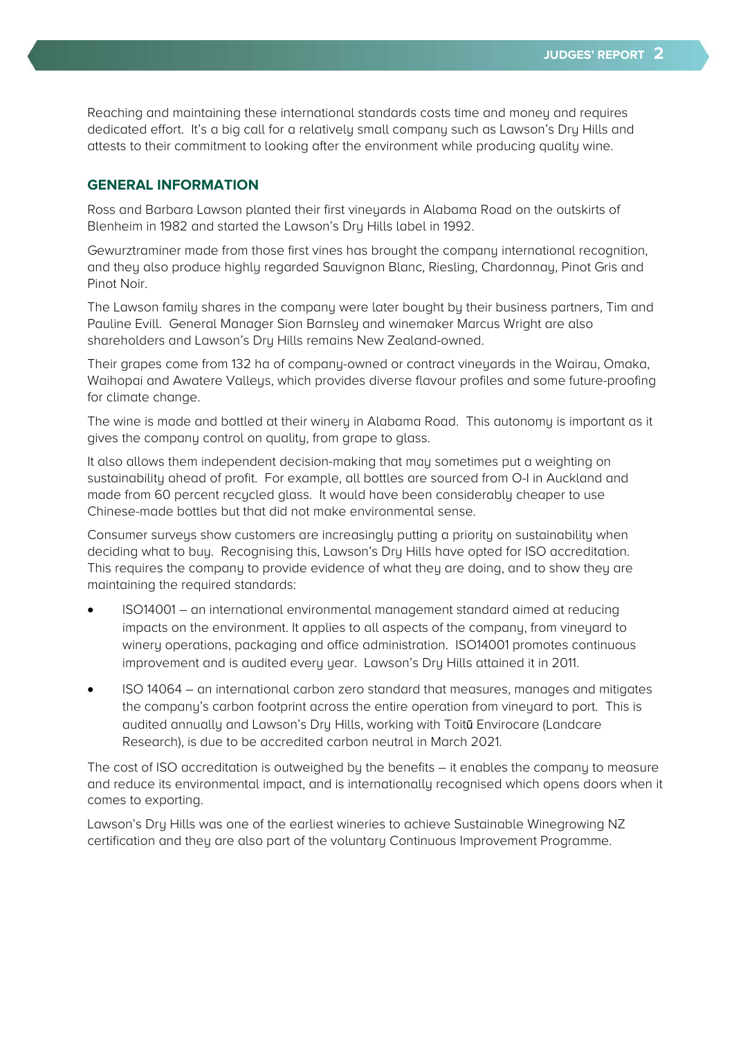Reaching and maintaining these international standards costs time and money and requires dedicated effort. It's a big call for a relatively small company such as Lawson's Dry Hills and attests to their commitment to looking after the environment while producing quality wine.

## GENERAL INFORMATION

Ross and Barbara Lawson planted their first vineyards in Alabama Road on the outskirts of Blenheim in 1982 and started the Lawson's Dry Hills label in 1992.

Gewurztraminer made from those first vines has brought the company international recognition, and they also produce highly regarded Sauvignon Blanc, Riesling, Chardonnay, Pinot Gris and Pinot Noir.

The Lawson family shares in the company were later bought by their business partners, Tim and Pauline Evill. General Manager Sion Barnsley and winemaker Marcus Wright are also shareholders and Lawson's Dry Hills remains New Zealand-owned.

Their grapes come from 132 ha of company-owned or contract vineyards in the Wairau, Omaka, Waihopai and Awatere Valleys, which provides diverse flavour profiles and some future-proofing for climate change.

The wine is made and bottled at their winery in Alabama Road. This autonomy is important as it gives the company control on quality, from grape to glass.

It also allows them independent decision-making that may sometimes put a weighting on sustainability ahead of profit. For example, all bottles are sourced from O-I in Auckland and made from 60 percent recycled glass. It would have been considerably cheaper to use Chinese-made bottles but that did not make environmental sense.

Consumer surveys show customers are increasingly putting a priority on sustainability when deciding what to buy. Recognising this, Lawson's Dry Hills have opted for ISO accreditation. This requires the company to provide evidence of what they are doing, and to show they are maintaining the required standards:

- ISO14001 – an international environmental management standard aimed at reducing impacts on the environment. It applies to all aspects of the company, from vineyard to winery operations, packaging and office administration. ISO14001 promotes continuous improvement and is audited every year. Lawson's Dry Hills attained it in 2011.
- ISO 14064 – an international carbon zero standard that measures, manages and mitigates the company's carbon footprint across the entire operation from vineyard to port. This is audited annually and Lawson's Dry Hills, working with Toitū Envirocare (Landcare Research), is due to be accredited carbon neutral in March 2021.

The cost of ISO accreditation is outweighed by the benefits – it enables the company to measure and reduce its environmental impact, and is internationally recognised which opens doors when it comes to exporting.

Lawson's Dry Hills was one of the earliest wineries to achieve Sustainable Winegrowing NZ certification and they are also part of the voluntary Continuous Improvement Programme.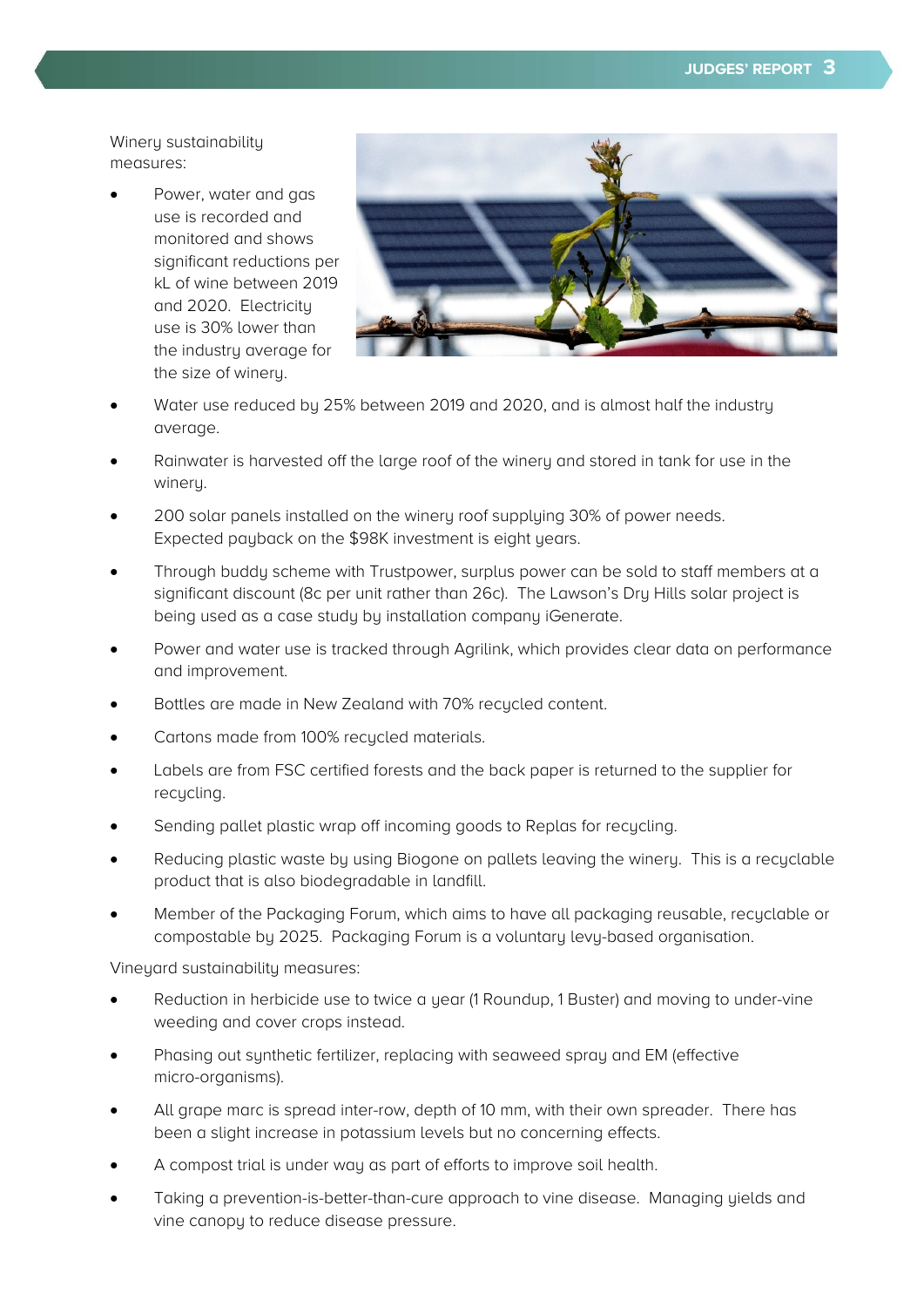Winery sustainability measures:

- Power, water and gas use is recorded and monitored and shows significant reductions per kL of wine between 2019 and 2020. Electricity use is 30% lower than the industry average for the size of winery.
- Water use reduced by 25% between 2019 and 2020, and is almost half the industry average.
- Rainwater is harvested off the large roof of the winery and stored in tank for use in the winery.
- 200 solar panels installed on the winery roof supplying 30% of power needs. Expected payback on the $98K investment is eight years.
- Through buddy scheme with Trustpower, surplus power can be sold to staff members at a significant discount (8c per unit rather than 26c). The Lawson's Dry Hills solar project is being used as a case study by installation company iGenerate.
- Power and water use is tracked through Agrilink, which provides clear data on performance and improvement.
- Bottles are made in New Zealand with 70% recycled content.
- Cartons made from 100% recycled materials.
- Labels are from FSC certified forests and the back paper is returned to the supplier for recycling.
- Sending pallet plastic wrap off incoming goods to Replas for recycling.
- Reducing plastic waste by using Biogone on pallets leaving the winery. This is a recyclable product that is also biodegradable in landfill.
- Member of the Packaging Forum, which aims to have all packaging reusable, recyclable or compostable by 2025. Packaging Forum is a voluntary levy-based organisation.

Vineyard sustainability measures:

- Reduction in herbicide use to twice a year (1 Roundup, 1 Buster) and moving to under-vine weeding and cover crops instead.
- Phasing out synthetic fertilizer, replacing with seaweed spray and EM (effective micro-organisms).
- All grape marc is spread inter-row, depth of 10 mm, with their own spreader. There has been a slight increase in potassium levels but no concerning effects.
- A compost trial is under way as part of efforts to improve soil health.
- Taking a prevention-is-better-than-cure approach to vine disease. Managing yields and vine canopy to reduce disease pressure.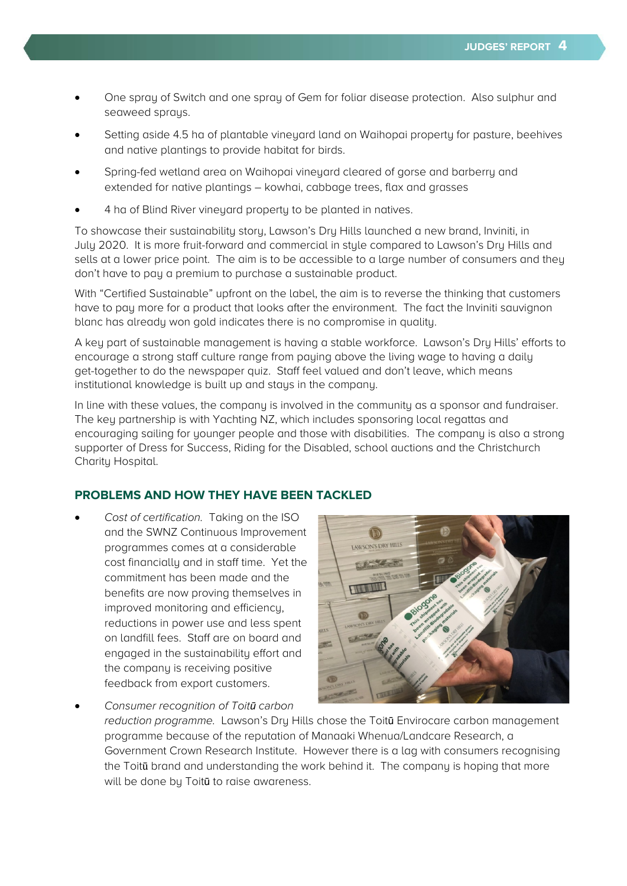- One spray of Switch and one spray of Gem for foliar disease protection. Also sulphur and seaweed sprays.
- Setting aside 4.5 ha of plantable vineyard land on Waihopai property for pasture, beehives and native plantings to provide habitat for birds.
- Spring-fed wetland area on Waihopai vineyard cleared of gorse and barberry and extended for native plantings – kowhai, cabbage trees, flax and grasses
- 4 ha of Blind River vineyard property to be planted in natives.

To showcase their sustainability story, Lawson's Dry Hills launched a new brand, Inviniti, in July 2020. It is more fruit-forward and commercial in style compared to Lawson's Dry Hills and sells at a lower price point. The aim is to be accessible to a large number of consumers and they don't have to pay a premium to purchase a sustainable product.

With "Certified Sustainable" upfront on the label, the aim is to reverse the thinking that customers have to pay more for a product that looks after the environment. The fact the Inviniti sauvignon blanc has already won gold indicates there is no compromise in quality.

A key part of sustainable management is having a stable workforce. Lawson's Dry Hills' efforts to encourage a strong staff culture range from paying above the living wage to having a daily get-together to do the newspaper quiz. Staff feel valued and don't leave, which means institutional knowledge is built up and stays in the company.

In line with these values, the company is involved in the community as a sponsor and fundraiser. The key partnership is with Yachting NZ, which includes sponsoring local regattas and encouraging sailing for younger people and those with disabilities. The company is also a strong supporter of Dress for Success, Riding for the Disabled, school auctions and the Christchurch Charity Hospital.

## PROBLEMS AND HOW THEY HAVE BEEN TACKLED

- *Cost of certification.* Taking on the ISO and the SWNZ Continuous Improvement programmes comes at a considerable cost financially and in staff time. Yet the commitment has been made and the benefits are now proving themselves in improved monitoring and efficiency, reductions in power use and less spent on landfill fees. Staff are on board and engaged in the sustainability effort and the company is receiving positive feedback from export customers.
- *Consumer recognition of Toitū carbon reduction programme.* Lawson's Dry Hills chose the Toitū Envirocare carbon management programme because of the reputation of Manaaki Whenua/Landcare Research, a Government Crown Research Institute. However there is a lag with consumers recognising the Toitū brand and understanding the work behind it. The company is hoping that more will be done by Toitū to raise awareness.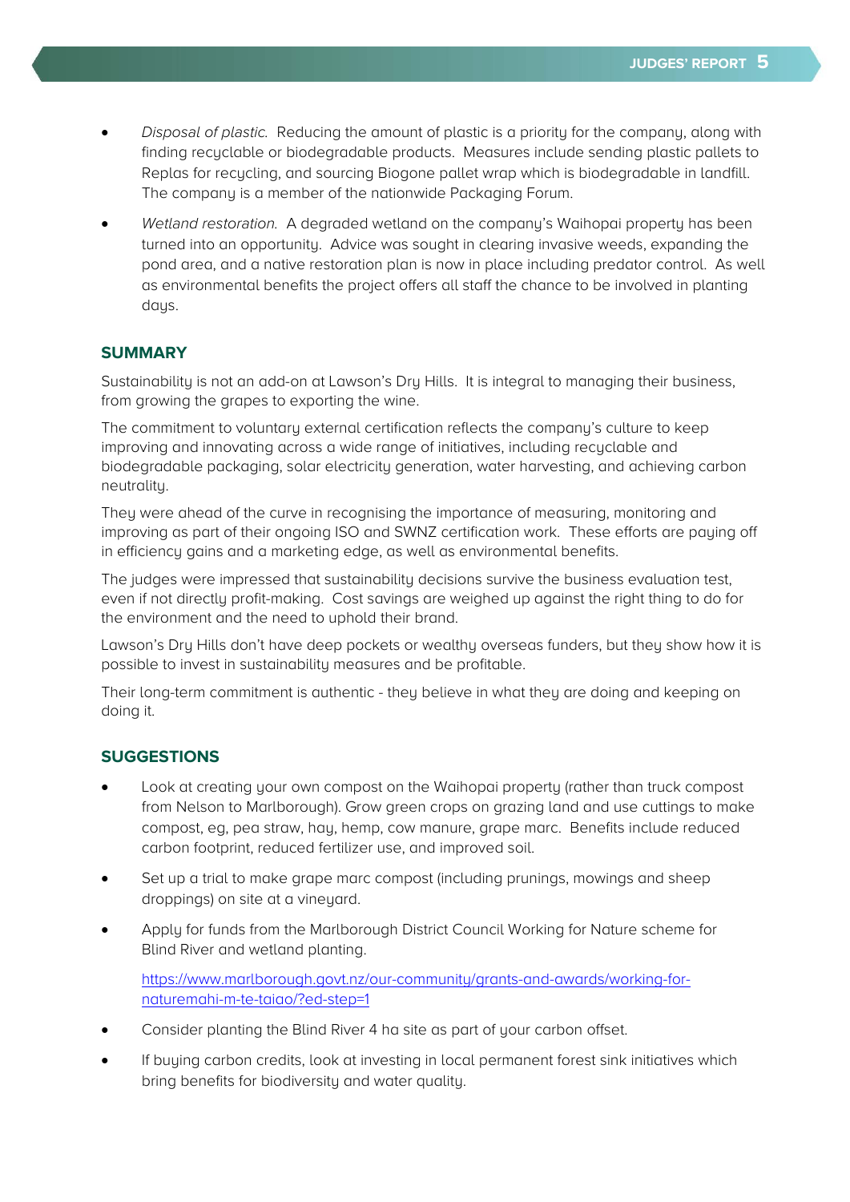- *Disposal of plastic.* Reducing the amount of plastic is a priority for the company, along with finding recyclable or biodegradable products. Measures include sending plastic pallets to Replas for recycling, and sourcing Biogone pallet wrap which is biodegradable in landfill. The company is a member of the nationwide Packaging Forum.
- *Wetland restoration.* A degraded wetland on the company's Waihopai property has been turned into an opportunity. Advice was sought in clearing invasive weeds, expanding the pond area, and a native restoration plan is now in place including predator control. As well as environmental benefits the project offers all staff the chance to be involved in planting days.

## SUMMARY

Sustainability is not an add-on at Lawson's Dry Hills. It is integral to managing their business, from growing the grapes to exporting the wine.

The commitment to voluntary external certification reflects the company's culture to keep improving and innovating across a wide range of initiatives, including recyclable and biodegradable packaging, solar electricity generation, water harvesting, and achieving carbon neutrality.

They were ahead of the curve in recognising the importance of measuring, monitoring and improving as part of their ongoing ISO and SWNZ certification work. These efforts are paying off in efficiency gains and a marketing edge, as well as environmental benefits.

The judges were impressed that sustainability decisions survive the business evaluation test, even if not directly profit-making. Cost savings are weighed up against the right thing to do for the environment and the need to uphold their brand.

Lawson's Dry Hills don't have deep pockets or wealthy overseas funders, but they show how it is possible to invest in sustainability measures and be profitable.

Their long-term commitment is authentic - they believe in what they are doing and keeping on doing it.

## SUGGESTIONS

- Look at creating your own compost on the Waihopai property (rather than truck compost from Nelson to Marlborough). Grow green crops on grazing land and use cuttings to make compost, eg, pea straw, hay, hemp, cow manure, grape marc. Benefits include reduced carbon footprint, reduced fertilizer use, and improved soil.
- Set up a trial to make grape marc compost (including prunings, mowings and sheep droppings) on site at a vineyard.
- Apply for funds from the Marlborough District Council Working for Nature scheme for Blind River and wetland planting.

  https://www.marlborough.govt.nz/our-community/grants-and-awards/working-for-naturemahi-m-te-taiao/?ed-step=1
- Consider planting the Blind River 4 ha site as part of your carbon offset.
- If buying carbon credits, look at investing in local permanent forest sink initiatives which bring benefits for biodiversity and water quality.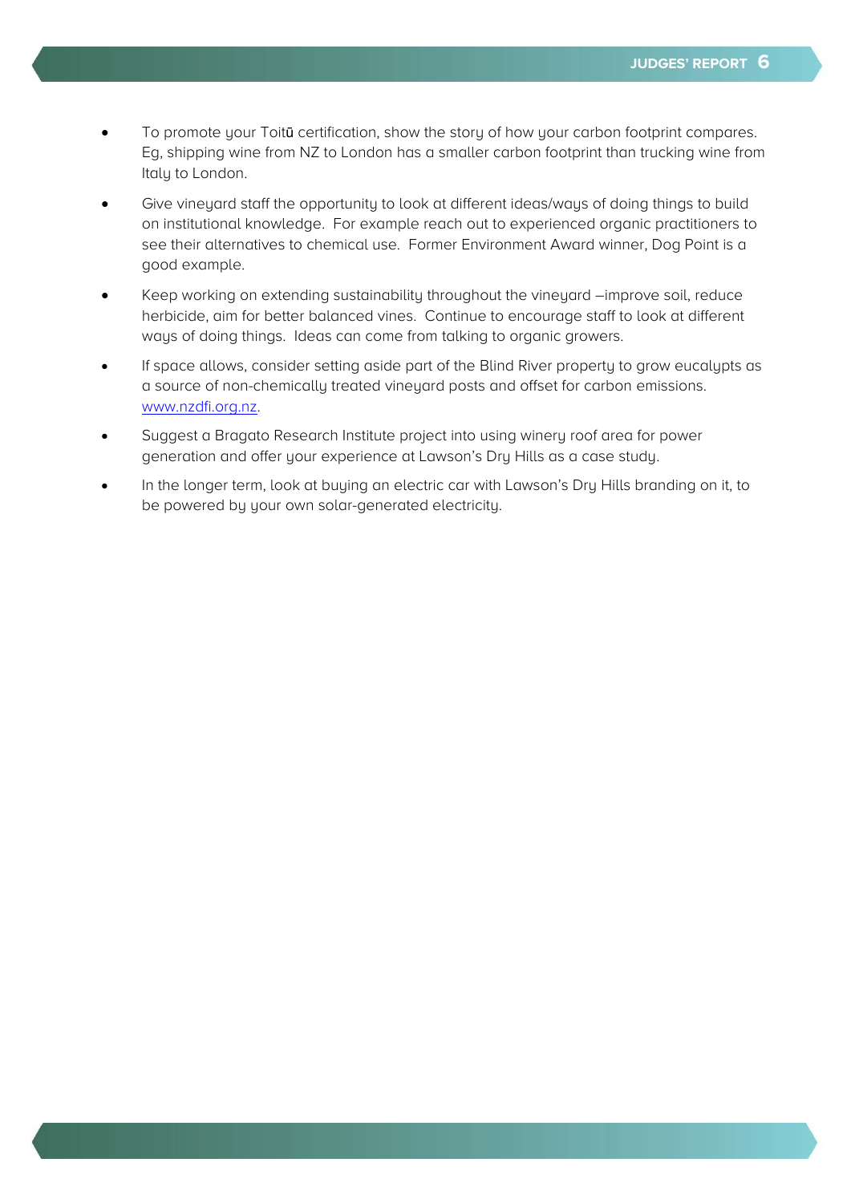- To promote your Toitū certification, show the story of how your carbon footprint compares. Eg, shipping wine from NZ to London has a smaller carbon footprint than trucking wine from Italy to London.
- Give vineyard staff the opportunity to look at different ideas/ways of doing things to build on institutional knowledge. For example reach out to experienced organic practitioners to see their alternatives to chemical use. Former Environment Award winner, Dog Point is a good example.
- Keep working on extending sustainability throughout the vineyard –improve soil, reduce herbicide, aim for better balanced vines. Continue to encourage staff to look at different ways of doing things. Ideas can come from talking to organic growers.
- If space allows, consider setting aside part of the Blind River property to grow eucalypts as a source of non-chemically treated vineyard posts and offset for carbon emissions. [www.nzdfi.org.nz](http://www.nzdfi.org.nz).
- Suggest a Bragato Research Institute project into using winery roof area for power generation and offer your experience at Lawson's Dry Hills as a case study.
- In the longer term, look at buying an electric car with Lawson's Dry Hills branding on it, to be powered by your own solar-generated electricity.